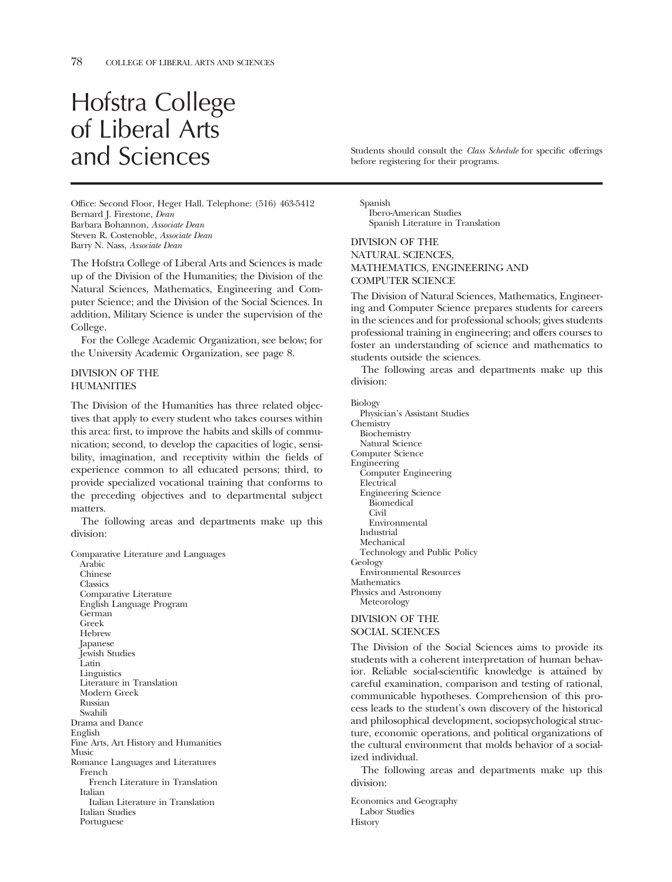# Hofstra College of Liberal Arts and Sciences

Students should consult the *Class Schedule* for specific offerings before registering for their programs.

Office: Second Floor, Heger Hall. Telephone: (516) 463-5412
Bernard J. Firestone, *Dean*
Barbara Bohannon, *Associate Dean*
Steven R. Costenoble, *Associate Dean*
Barry N. Nass, *Associate Dean*

The Hofstra College of Liberal Arts and Sciences is made up of the Division of the Humanities; the Division of the Natural Sciences, Mathematics, Engineering and Computer Science; and the Division of the Social Sciences. In addition, Military Science is under the supervision of the College.

For the College Academic Organization, see below; for the University Academic Organization, see page 8.

## DIVISION OF THE HUMANITIES

The Division of the Humanities has three related objectives that apply to every student who takes courses within this area: first, to improve the habits and skills of communication; second, to develop the capacities of logic, sensibility, imagination, and receptivity within the fields of experience common to all educated persons; third, to provide specialized vocational training that conforms to the preceding objectives and to departmental subject matters.

The following areas and departments make up this division:

- Comparative Literature and Languages
  - Arabic
  - Chinese
  - Classics
  - Comparative Literature
  - English Language Program
  - German
  - Greek
  - Hebrew
  - Japanese
  - Jewish Studies
  - Latin
  - Linguistics
  - Literature in Translation
  - Modern Greek
  - Russian
  - Swahili
- Drama and Dance
- English
- Fine Arts, Art History and Humanities
- Music
- Romance Languages and Literatures
  - French
    - French Literature in Translation
  - Italian
    - Italian Literature in Translation
  - Italian Studies
  - Portuguese
  - Spanish
    - Ibero-American Studies
    - Spanish Literature in Translation

## DIVISION OF THE NATURAL SCIENCES, MATHEMATICS, ENGINEERING AND COMPUTER SCIENCE

The Division of Natural Sciences, Mathematics, Engineering and Computer Science prepares students for careers in the sciences and for professional schools; gives students professional training in engineering; and offers courses to foster an understanding of science and mathematics to students outside the sciences.

The following areas and departments make up this division:

- Biology
  - Physician's Assistant Studies
- Chemistry
  - Biochemistry
  - Natural Science
- Computer Science
- Engineering
  - Computer Engineering
  - Electrical
  - Engineering Science
    - Biomedical
    - Civil
    - Environmental
  - Industrial
  - Mechanical
  - Technology and Public Policy
- Geology
  - Environmental Resources
- Mathematics
- Physics and Astronomy
  - Meteorology

## DIVISION OF THE SOCIAL SCIENCES

The Division of the Social Sciences aims to provide its students with a coherent interpretation of human behavior. Reliable social-scientific knowledge is attained by careful examination, comparison and testing of rational, communicable hypotheses. Comprehension of this process leads to the student's own discovery of the historical and philosophical development, sociopsychological structure, economic operations, and political organizations of the cultural environment that molds behavior of a socialized individual.

The following areas and departments make up this division:

- Economics and Geography
  - Labor Studies
- History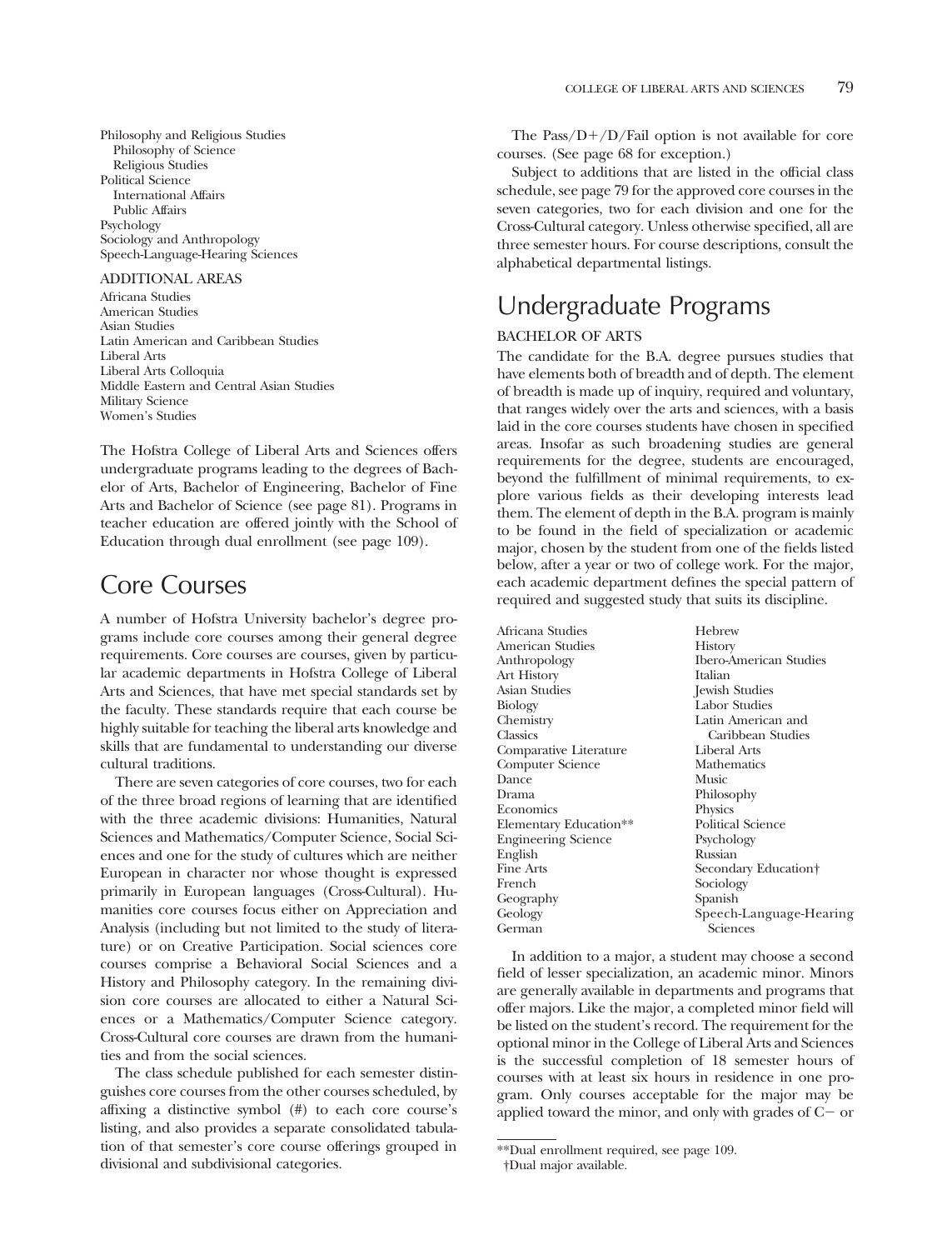Philosophy and Religious Studies
  Philosophy of Science
  Religious Studies
Political Science
  International Affairs
  Public Affairs
Psychology
Sociology and Anthropology
Speech-Language-Hearing Sciences

ADDITIONAL AREAS

Africana Studies
American Studies
Asian Studies
Latin American and Caribbean Studies
Liberal Arts
Liberal Arts Colloquia
Middle Eastern and Central Asian Studies
Military Science
Women's Studies

The Hofstra College of Liberal Arts and Sciences offers undergraduate programs leading to the degrees of Bachelor of Arts, Bachelor of Engineering, Bachelor of Fine Arts and Bachelor of Science (see page 81). Programs in teacher education are offered jointly with the School of Education through dual enrollment (see page 109).

# Core Courses

A number of Hofstra University bachelor's degree programs include core courses among their general degree requirements. Core courses are courses, given by particular academic departments in Hofstra College of Liberal Arts and Sciences, that have met special standards set by the faculty. These standards require that each course be highly suitable for teaching the liberal arts knowledge and skills that are fundamental to understanding our diverse cultural traditions.

There are seven categories of core courses, two for each of the three broad regions of learning that are identified with the three academic divisions: Humanities, Natural Sciences and Mathematics/Computer Science, Social Sciences and one for the study of cultures which are neither European in character nor whose thought is expressed primarily in European languages (Cross-Cultural). Humanities core courses focus either on Appreciation and Analysis (including but not limited to the study of literature) or on Creative Participation. Social sciences core courses comprise a Behavioral Social Sciences and a History and Philosophy category. In the remaining division core courses are allocated to either a Natural Sciences or a Mathematics/Computer Science category. Cross-Cultural core courses are drawn from the humanities and from the social sciences.

The class schedule published for each semester distinguishes core courses from the other courses scheduled, by affixing a distinctive symbol (#) to each core course's listing, and also provides a separate consolidated tabulation of that semester's core course offerings grouped in divisional and subdivisional categories.

The Pass/D+/D/Fail option is not available for core courses. (See page 68 for exception.)

Subject to additions that are listed in the official class schedule, see page 79 for the approved core courses in the seven categories, two for each division and one for the Cross-Cultural category. Unless otherwise specified, all are three semester hours. For course descriptions, consult the alphabetical departmental listings.

# Undergraduate Programs

## BACHELOR OF ARTS

The candidate for the B.A. degree pursues studies that have elements both of breadth and of depth. The element of breadth is made up of inquiry, required and voluntary, that ranges widely over the arts and sciences, with a basis laid in the core courses students have chosen in specified areas. Insofar as such broadening studies are general requirements for the degree, students are encouraged, beyond the fulfillment of minimal requirements, to explore various fields as their developing interests lead them. The element of depth in the B.A. program is mainly to be found in the field of specialization or academic major, chosen by the student from one of the fields listed below, after a year or two of college work. For the major, each academic department defines the special pattern of required and suggested study that suits its discipline.

Africana Studies
American Studies
Anthropology
Art History
Asian Studies
Biology
Chemistry
Classics
Comparative Literature
Computer Science
Dance
Drama
Economics
Elementary Education**
Engineering Science
English
Fine Arts
French
Geography
Geology
German
Hebrew
History
Ibero-American Studies
Italian
Jewish Studies
Labor Studies
Latin American and Caribbean Studies
Liberal Arts
Mathematics
Music
Philosophy
Physics
Political Science
Psychology
Russian
Secondary Education†
Sociology
Spanish
Speech-Language-Hearing Sciences

In addition to a major, a student may choose a second field of lesser specialization, an academic minor. Minors are generally available in departments and programs that offer majors. Like the major, a completed minor field will be listed on the student's record. The requirement for the optional minor in the College of Liberal Arts and Sciences is the successful completion of 18 semester hours of courses with at least six hours in residence in one program. Only courses acceptable for the major may be applied toward the minor, and only with grades of C− or

**Dual enrollment required, see page 109.
†Dual major available.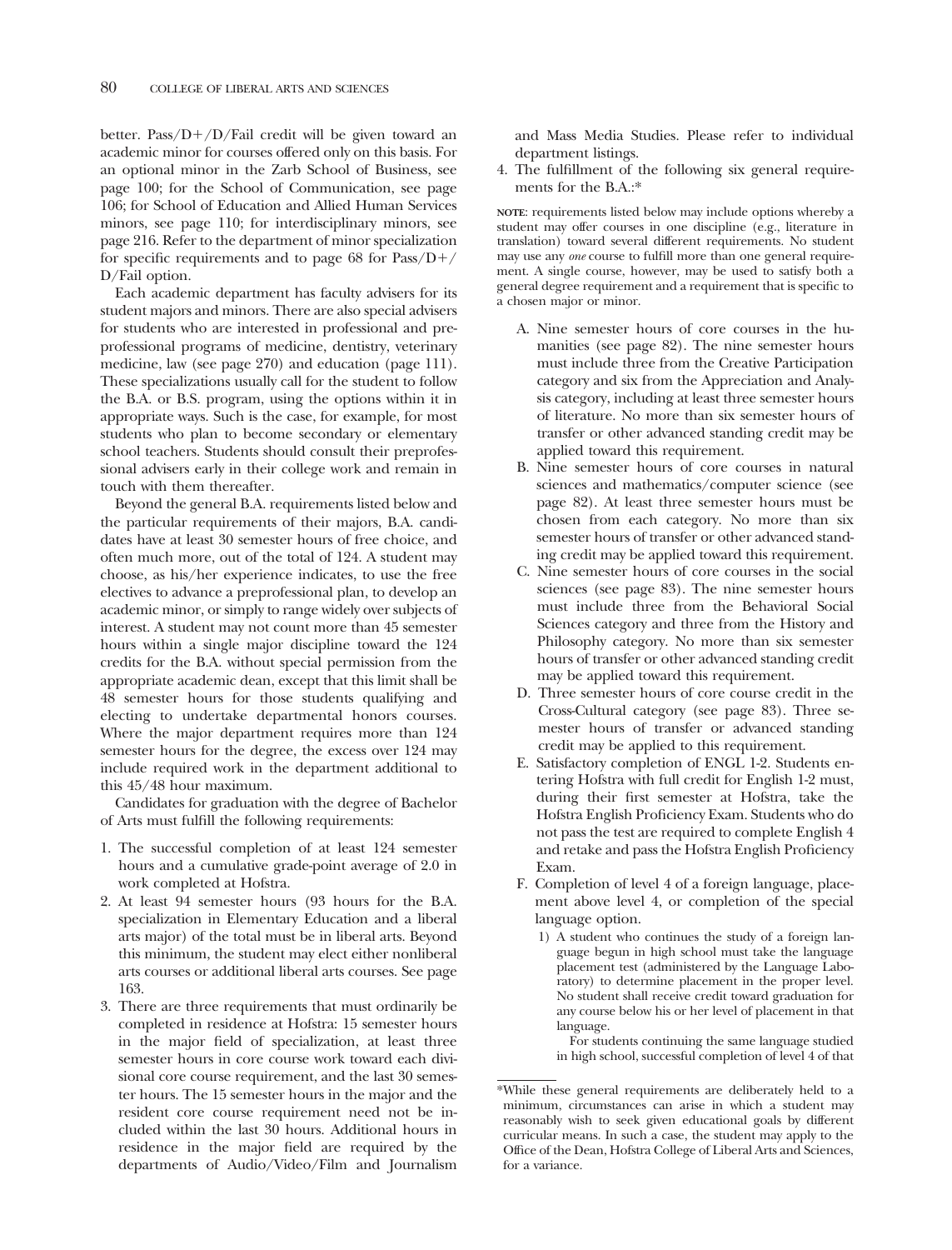better. Pass/D+/D/Fail credit will be given toward an academic minor for courses offered only on this basis. For an optional minor in the Zarb School of Business, see page 100; for the School of Communication, see page 106; for School of Education and Allied Human Services minors, see page 110; for interdisciplinary minors, see page 216. Refer to the department of minor specialization for specific requirements and to page 68 for Pass/D+/D/Fail option.

Each academic department has faculty advisers for its student majors and minors. There are also special advisers for students who are interested in professional and preprofessional programs of medicine, dentistry, veterinary medicine, law (see page 270) and education (page 111). These specializations usually call for the student to follow the B.A. or B.S. program, using the options within it in appropriate ways. Such is the case, for example, for most students who plan to become secondary or elementary school teachers. Students should consult their preprofessional advisers early in their college work and remain in touch with them thereafter.

Beyond the general B.A. requirements listed below and the particular requirements of their majors, B.A. candidates have at least 30 semester hours of free choice, and often much more, out of the total of 124. A student may choose, as his/her experience indicates, to use the free electives to advance a preprofessional plan, to develop an academic minor, or simply to range widely over subjects of interest. A student may not count more than 45 semester hours within a single major discipline toward the 124 credits for the B.A. without special permission from the appropriate academic dean, except that this limit shall be 48 semester hours for those students qualifying and electing to undertake departmental honors courses. Where the major department requires more than 124 semester hours for the degree, the excess over 124 may include required work in the department additional to this 45/48 hour maximum.

Candidates for graduation with the degree of Bachelor of Arts must fulfill the following requirements:

1. The successful completion of at least 124 semester hours and a cumulative grade-point average of 2.0 in work completed at Hofstra.
2. At least 94 semester hours (93 hours for the B.A. specialization in Elementary Education and a liberal arts major) of the total must be in liberal arts. Beyond this minimum, the student may elect either nonliberal arts courses or additional liberal arts courses. See page 163.
3. There are three requirements that must ordinarily be completed in residence at Hofstra: 15 semester hours in the major field of specialization, at least three semester hours in core course work toward each divisional core course requirement, and the last 30 semester hours. The 15 semester hours in the major and the resident core course requirement need not be included within the last 30 hours. Additional hours in residence in the major field are required by the departments of Audio/Video/Film and Journalism and Mass Media Studies. Please refer to individual department listings.
4. The fulfillment of the following six general requirements for the B.A.:*

**NOTE**: requirements listed below may include options whereby a student may offer courses in one discipline (e.g., literature in translation) toward several different requirements. No student may use any *one* course to fulfill more than one general requirement. A single course, however, may be used to satisfy both a general degree requirement and a requirement that is specific to a chosen major or minor.

   A. Nine semester hours of core courses in the humanities (see page 82). The nine semester hours must include three from the Creative Participation category and six from the Appreciation and Analysis category, including at least three semester hours of literature. No more than six semester hours of transfer or other advanced standing credit may be applied toward this requirement.
   B. Nine semester hours of core courses in natural sciences and mathematics/computer science (see page 82). At least three semester hours must be chosen from each category. No more than six semester hours of transfer or other advanced standing credit may be applied toward this requirement.
   C. Nine semester hours of core courses in the social sciences (see page 83). The nine semester hours must include three from the Behavioral Social Sciences category and three from the History and Philosophy category. No more than six semester hours of transfer or other advanced standing credit may be applied toward this requirement.
   D. Three semester hours of core course credit in the Cross-Cultural category (see page 83). Three semester hours of transfer or advanced standing credit may be applied to this requirement.
   E. Satisfactory completion of ENGL 1-2. Students entering Hofstra with full credit for English 1-2 must, during their first semester at Hofstra, take the Hofstra English Proficiency Exam. Students who do not pass the test are required to complete English 4 and retake and pass the Hofstra English Proficiency Exam.
   F. Completion of level 4 of a foreign language, placement above level 4, or completion of the special language option.
      1) A student who continues the study of a foreign language begun in high school must take the language placement test (administered by the Language Laboratory) to determine placement in the proper level. No student shall receive credit toward graduation for any course below his or her level of placement in that language.

         For students continuing the same language studied in high school, successful completion of level 4 of that

*While these general requirements are deliberately held to a minimum, circumstances can arise in which a student may reasonably wish to seek given educational goals by different curricular means. In such a case, the student may apply to the Office of the Dean, Hofstra College of Liberal Arts and Sciences, for a variance.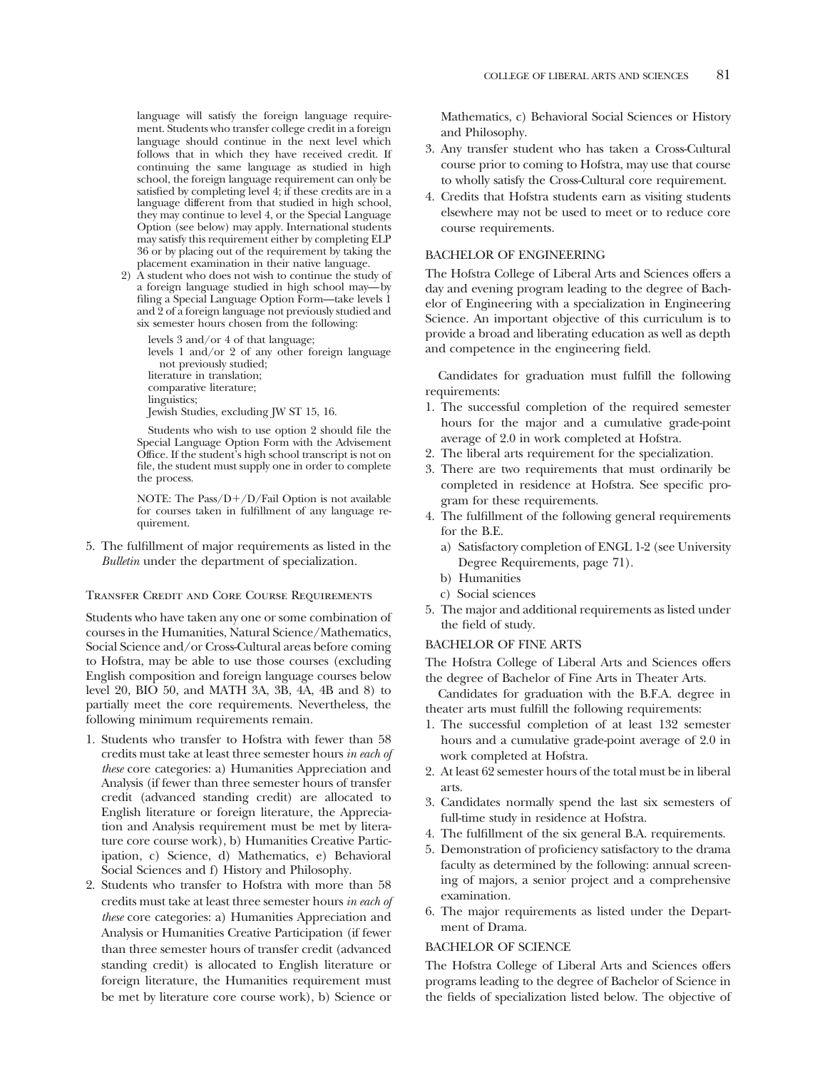language will satisfy the foreign language requirement. Students who transfer college credit in a foreign language should continue in the next level which follows that in which they have received credit. If continuing the same language as studied in high school, the foreign language requirement can only be satisfied by completing level 4; if these credits are in a language different from that studied in high school, they may continue to level 4, or the Special Language Option (see below) may apply. International students may satisfy this requirement either by completing ELP 36 or by placing out of the requirement by taking the placement examination in their native language.

2) A student who does not wish to continue the study of a foreign language studied in high school may—by filing a Special Language Option Form—take levels 1 and 2 of a foreign language not previously studied and six semester hours chosen from the following:

   levels 3 and/or 4 of that language;
   levels 1 and/or 2 of any other foreign language not previously studied;
   literature in translation;
   comparative literature;
   linguistics;
   Jewish Studies, excluding JW ST 15, 16.

   Students who wish to use option 2 should file the Special Language Option Form with the Advisement Office. If the student's high school transcript is not on file, the student must supply one in order to complete the process.

   NOTE: The Pass/D+/D/Fail Option is not available for courses taken in fulfillment of any language requirement.

5. The fulfillment of major requirements as listed in the *Bulletin* under the department of specialization.

### Transfer Credit and Core Course Requirements

Students who have taken any one or some combination of courses in the Humanities, Natural Science/Mathematics, Social Science and/or Cross-Cultural areas before coming to Hofstra, may be able to use those courses (excluding English composition and foreign language courses below level 20, BIO 50, and MATH 3A, 3B, 4A, 4B and 8) to partially meet the core requirements. Nevertheless, the following minimum requirements remain.

1. Students who transfer to Hofstra with fewer than 58 credits must take at least three semester hours *in each of these* core categories: a) Humanities Appreciation and Analysis (if fewer than three semester hours of transfer credit (advanced standing credit) are allocated to English literature or foreign literature, the Appreciation and Analysis requirement must be met by literature core course work), b) Humanities Creative Participation, c) Science, d) Mathematics, e) Behavioral Social Sciences and f) History and Philosophy.
2. Students who transfer to Hofstra with more than 58 credits must take at least three semester hours *in each of these* core categories: a) Humanities Appreciation and Analysis or Humanities Creative Participation (if fewer than three semester hours of transfer credit (advanced standing credit) is allocated to English literature or foreign literature, the Humanities requirement must be met by literature core course work), b) Science or Mathematics, c) Behavioral Social Sciences or History and Philosophy.
3. Any transfer student who has taken a Cross-Cultural course prior to coming to Hofstra, may use that course to wholly satisfy the Cross-Cultural core requirement.
4. Credits that Hofstra students earn as visiting students elsewhere may not be used to meet or to reduce core course requirements.

## BACHELOR OF ENGINEERING

The Hofstra College of Liberal Arts and Sciences offers a day and evening program leading to the degree of Bachelor of Engineering with a specialization in Engineering Science. An important objective of this curriculum is to provide a broad and liberating education as well as depth and competence in the engineering field.

Candidates for graduation must fulfill the following requirements:

1. The successful completion of the required semester hours for the major and a cumulative grade-point average of 2.0 in work completed at Hofstra.
2. The liberal arts requirement for the specialization.
3. There are two requirements that must ordinarily be completed in residence at Hofstra. See specific program for these requirements.
4. The fulfillment of the following general requirements for the B.E.
   a) Satisfactory completion of ENGL 1-2 (see University Degree Requirements, page 71).
   b) Humanities
   c) Social sciences
5. The major and additional requirements as listed under the field of study.

## BACHELOR OF FINE ARTS

The Hofstra College of Liberal Arts and Sciences offers the degree of Bachelor of Fine Arts in Theater Arts.

Candidates for graduation with the B.F.A. degree in theater arts must fulfill the following requirements:

1. The successful completion of at least 132 semester hours and a cumulative grade-point average of 2.0 in work completed at Hofstra.
2. At least 62 semester hours of the total must be in liberal arts.
3. Candidates normally spend the last six semesters of full-time study in residence at Hofstra.
4. The fulfillment of the six general B.A. requirements.
5. Demonstration of proficiency satisfactory to the drama faculty as determined by the following: annual screening of majors, a senior project and a comprehensive examination.
6. The major requirements as listed under the Department of Drama.

## BACHELOR OF SCIENCE

The Hofstra College of Liberal Arts and Sciences offers programs leading to the degree of Bachelor of Science in the fields of specialization listed below. The objective of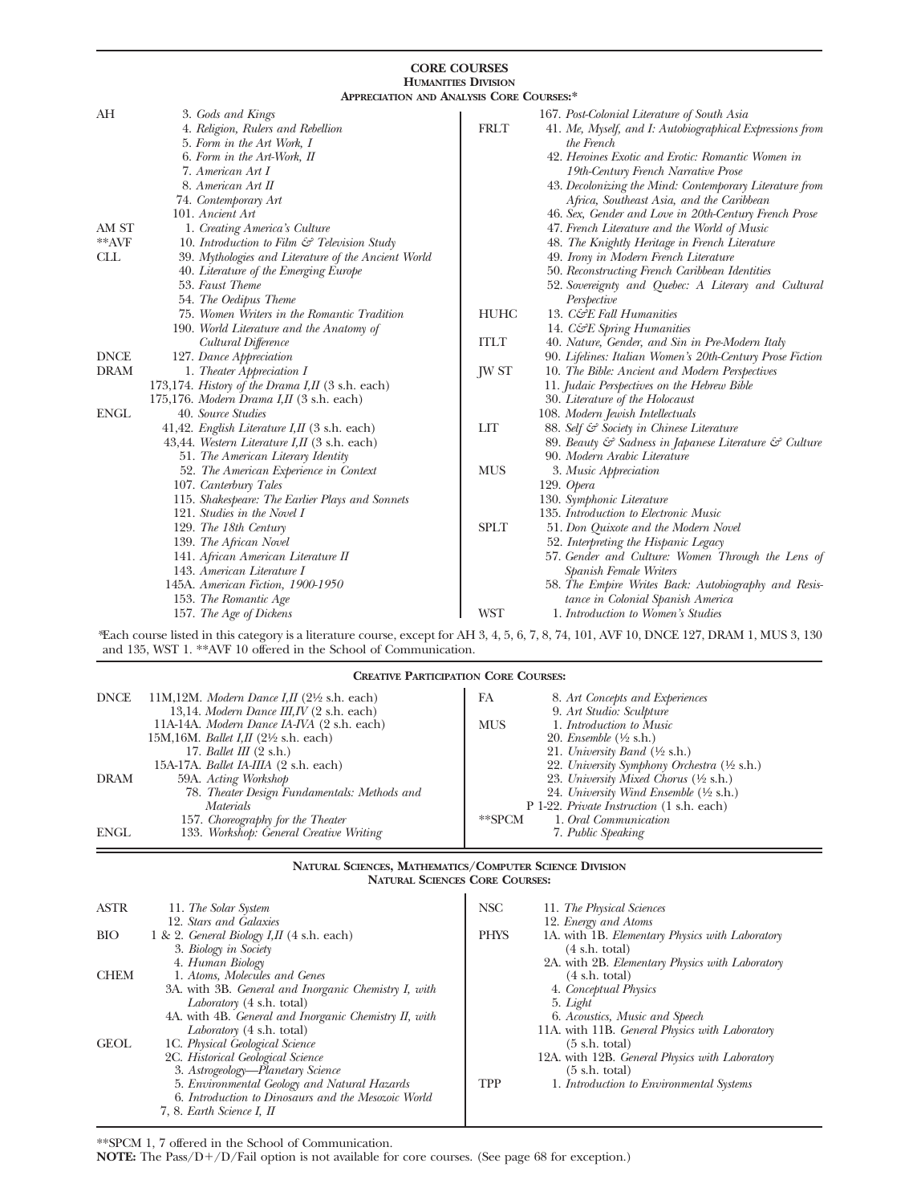# CORE COURSES

## HUMANITIES DIVISION

### APPRECIATION AND ANALYSIS CORE COURSES:*

**AH**
- 3. *Gods and Kings*
- 4. *Religion, Rulers and Rebellion*
- 5. *Form in the Art Work, I*
- 6. *Form in the Art-Work, II*
- 7. *American Art I*
- 8. *American Art II*
- 74. *Contemporary Art*
- 101. *Ancient Art*

**AM ST**
- 1. *Creating America's Culture*

****AVF**
- 10. *Introduction to Film & Television Study*

**CLL**
- 39. *Mythologies and Literature of the Ancient World*
- 40. *Literature of the Emerging Europe*
- 53. *Faust Theme*
- 54. *The Oedipus Theme*
- 75. *Women Writers in the Romantic Tradition*
- 190. *World Literature and the Anatomy of Cultural Difference*

**DNCE**
- 127. *Dance Appreciation*

**DRAM**
- 1. *Theater Appreciation I*
- 173,174. *History of the Drama I,II* (3 s.h. each)
- 175,176. *Modern Drama I,II* (3 s.h. each)

**ENGL**
- 40. *Source Studies*
- 41,42. *English Literature I,II* (3 s.h. each)
- 43,44. *Western Literature I,II* (3 s.h. each)
- 51. *The American Literary Identity*
- 52. *The American Experience in Context*
- 107. *Canterbury Tales*
- 115. *Shakespeare: The Earlier Plays and Sonnets*
- 121. *Studies in the Novel I*
- 129. *The 18th Century*
- 139. *The African Novel*
- 141. *African American Literature II*
- 143. *American Literature I*
- 145A. *American Fiction, 1900-1950*
- 153. *The Romantic Age*
- 157. *The Age of Dickens*
- 167. *Post-Colonial Literature of South Asia*

**FRLT**
- 41. *Me, Myself, and I: Autobiographical Expressions from the French*
- 42. *Heroines Exotic and Erotic: Romantic Women in 19th-Century French Narrative Prose*
- 43. *Decolonizing the Mind: Contemporary Literature from Africa, Southeast Asia, and the Caribbean*
- 46. *Sex, Gender and Love in 20th-Century French Prose*
- 47. *French Literature and the World of Music*
- 48. *The Knightly Heritage in French Literature*
- 49. *Irony in Modern French Literature*
- 50. *Reconstructing French Caribbean Identities*
- 52. *Sovereignty and Quebec: A Literary and Cultural Perspective*

**HUHC**
- 13. *C&E Fall Humanities*
- 14. *C&E Spring Humanities*

**ITLT**
- 40. *Nature, Gender, and Sin in Pre-Modern Italy*
- 90. *Lifelines: Italian Women's 20th-Century Prose Fiction*

**JW ST**
- 10. *The Bible: Ancient and Modern Perspectives*
- 11. *Judaic Perspectives on the Hebrew Bible*
- 30. *Literature of the Holocaust*
- 108. *Modern Jewish Intellectuals*

**LIT**
- 88. *Self & Society in Chinese Literature*
- 89. *Beauty & Sadness in Japanese Literature & Culture*
- 90. *Modern Arabic Literature*

**MUS**
- 3. *Music Appreciation*
- 129. *Opera*
- 130. *Symphonic Literature*
- 135. *Introduction to Electronic Music*

**SPLT**
- 51. *Don Quixote and the Modern Novel*
- 52. *Interpreting the Hispanic Legacy*
- 57. *Gender and Culture: Women Through the Lens of Spanish Female Writers*
- 58. *The Empire Writes Back: Autobiography and Resistance in Colonial Spanish America*

**WST**
- 1. *Introduction to Women's Studies*

*Each course listed in this category is a literature course, except for AH 3, 4, 5, 6, 7, 8, 74, 101, AVF 10, DNCE 127, DRAM 1, MUS 3, 130 and 135, WST 1. **AVF 10 offered in the School of Communication.

### CREATIVE PARTICIPATION CORE COURSES:

**DNCE**
- 11M,12M. *Modern Dance I,II* (2½ s.h. each)
- 13,14. *Modern Dance III,IV* (2 s.h. each)
- 11A-14A. *Modern Dance IA-IVA* (2 s.h. each)
- 15M,16M. *Ballet I,II* (2½ s.h. each)
- 17. *Ballet III* (2 s.h.)
- 15A-17A. *Ballet IA-IIIA* (2 s.h. each)

**DRAM**
- 59A. *Acting Workshop*
- 78. *Theater Design Fundamentals: Methods and Materials*
- 157. *Choreography for the Theater*

**ENGL**
- 133. *Workshop: General Creative Writing*

**FA**
- 8. *Art Concepts and Experiences*
- 9. *Art Studio: Sculpture*

**MUS**
- 1. *Introduction to Music*
- 20. *Ensemble* (½ s.h.)
- 21. *University Band* (½ s.h.)
- 22. *University Symphony Orchestra* (½ s.h.)
- 23. *University Mixed Chorus* (½ s.h.)
- 24. *University Wind Ensemble* (½ s.h.)
- P 1-22. *Private Instruction* (1 s.h. each)

****SPCM**
- 1. *Oral Communication*
- 7. *Public Speaking*

## NATURAL SCIENCES, MATHEMATICS/COMPUTER SCIENCE DIVISION

### NATURAL SCIENCES CORE COURSES:

**ASTR**
- 11. *The Solar System*
- 12. *Stars and Galaxies*

**BIO**
- 1 & 2. *General Biology I,II* (4 s.h. each)
- 3. *Biology in Society*
- 4. *Human Biology*

**CHEM**
- 1. *Atoms, Molecules and Genes*
- 3A. with 3B. *General and Inorganic Chemistry I, with Laboratory* (4 s.h. total)
- 4A. with 4B. *General and Inorganic Chemistry II, with Laboratory* (4 s.h. total)

**GEOL**
- 1C. *Physical Geological Science*
- 2C. *Historical Geological Science*
- 3. *Astrogeology—Planetary Science*
- 5. *Environmental Geology and Natural Hazards*
- 6. *Introduction to Dinosaurs and the Mesozoic World*
- 7, 8. *Earth Science I, II*

**NSC**
- 11. *The Physical Sciences*
- 12. *Energy and Atoms*

**PHYS**
- 1A. with 1B. *Elementary Physics with Laboratory* (4 s.h. total)
- 2A. with 2B. *Elementary Physics with Laboratory* (4 s.h. total)
- 4. *Conceptual Physics*
- 5. *Light*
- 6. *Acoustics, Music and Speech*
- 11A. with 11B. *General Physics with Laboratory* (5 s.h. total)
- 12A. with 12B. *General Physics with Laboratory* (5 s.h. total)

**TPP**
- 1. *Introduction to Environmental Systems*

**SPCM 1, 7 offered in the School of Communication.

**NOTE:** The Pass/D+/D/Fail option is not available for core courses. (See page 68 for exception.)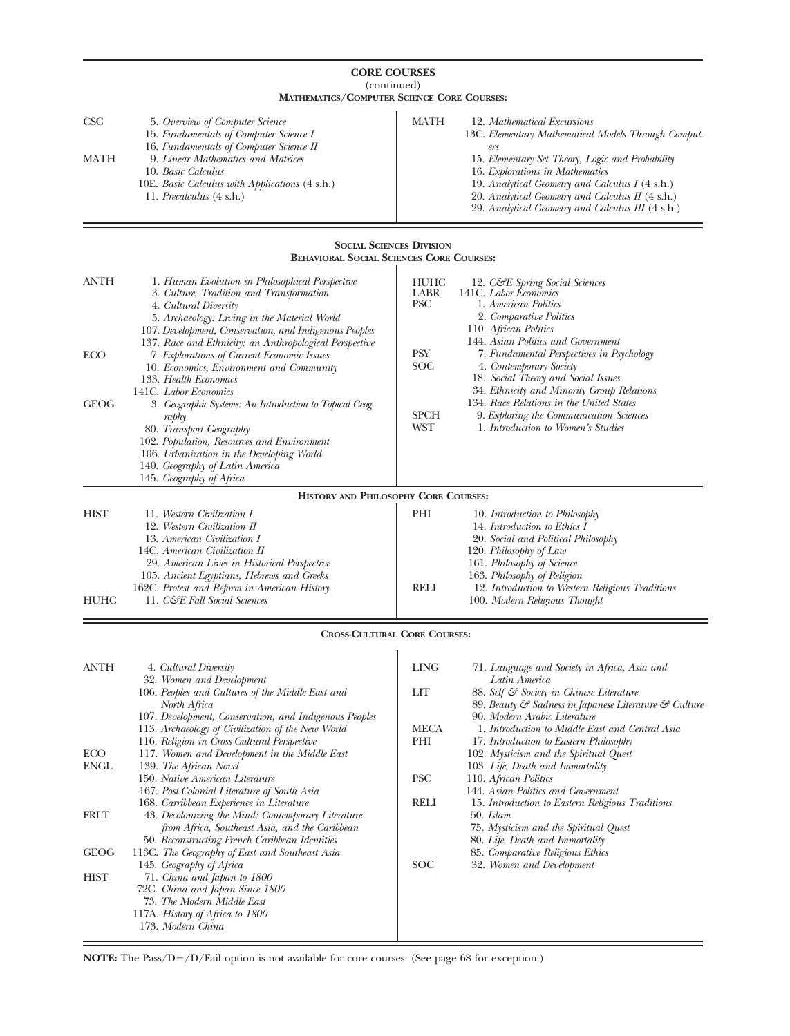## CORE COURSES
(continued)

### MATHEMATICS/COMPUTER SCIENCE CORE COURSES:

**CSC**
- 5. *Overview of Computer Science*
- 15. *Fundamentals of Computer Science I*
- 16. *Fundamentals of Computer Science II*

**MATH**
- 9. *Linear Mathematics and Matrices*
- 10. *Basic Calculus*
- 10E. *Basic Calculus with Applications* (4 s.h.)
- 11. *Precalculus* (4 s.h.)
- 12. *Mathematical Excursions*
- 13C. *Elementary Mathematical Models Through Computers*
- 15. *Elementary Set Theory, Logic and Probability*
- 16. *Explorations in Mathematics*
- 19. *Analytical Geometry and Calculus I* (4 s.h.)
- 20. *Analytical Geometry and Calculus II* (4 s.h.)
- 29. *Analytical Geometry and Calculus III* (4 s.h.)

## SOCIAL SCIENCES DIVISION

### BEHAVIORAL SOCIAL SCIENCES CORE COURSES:

**ANTH**
- 1. *Human Evolution in Philosophical Perspective*
- 3. *Culture, Tradition and Transformation*
- 4. *Cultural Diversity*
- 5. *Archaeology: Living in the Material World*
- 107. *Development, Conservation, and Indigenous Peoples*
- 137. *Race and Ethnicity: an Anthropological Perspective*

**ECO**
- 7. *Explorations of Current Economic Issues*
- 10. *Economics, Environment and Community*
- 133. *Health Economics*
- 141C. *Labor Economics*

**GEOG**
- 3. *Geographic Systems: An Introduction to Topical Geography*
- 80. *Transport Geography*
- 102. *Population, Resources and Environment*
- 106. *Urbanization in the Developing World*
- 140. *Geography of Latin America*
- 145. *Geography of Africa*

**HUHC**
- 12. *C&E Spring Social Sciences*

**LABR**
- 141C. *Labor Economics*

**PSC**
- 1. *American Politics*
- 2. *Comparative Politics*
- 110. *African Politics*
- 144. *Asian Politics and Government*

**PSY**
- 7. *Fundamental Perspectives in Psychology*

**SOC**
- 4. *Contemporary Society*
- 18. *Social Theory and Social Issues*
- 34. *Ethnicity and Minority Group Relations*
- 134. *Race Relations in the United States*

**SPCH**
- 9. *Exploring the Communication Sciences*

**WST**
- 1. *Introduction to Women's Studies*

### HISTORY AND PHILOSOPHY CORE COURSES:

**HIST**
- 11. *Western Civilization I*
- 12. *Western Civilization II*
- 13. *American Civilization I*
- 14C. *American Civilization II*
- 29. *American Lives in Historical Perspective*
- 105. *Ancient Egyptians, Hebrews and Greeks*
- 162C. *Protest and Reform in American History*

**HUHC**
- 11. *C&E Fall Social Sciences*

**PHI**
- 10. *Introduction to Philosophy*
- 14. *Introduction to Ethics I*
- 20. *Social and Political Philosophy*
- 120. *Philosophy of Law*
- 161. *Philosophy of Science*
- 163. *Philosophy of Religion*

**RELI**
- 12. *Introduction to Western Religious Traditions*
- 100. *Modern Religious Thought*

### CROSS-CULTURAL CORE COURSES:

**ANTH**
- 4. *Cultural Diversity*
- 32. *Women and Development*
- 106. *Peoples and Cultures of the Middle East and North Africa*
- 107. *Development, Conservation, and Indigenous Peoples*
- 113. *Archaeology of Civilization of the New World*
- 116. *Religion in Cross-Cultural Perspective*

**ECO**
- 117. *Women and Development in the Middle East*

**ENGL**
- 139. *The African Novel*
- 150. *Native American Literature*
- 167. *Post-Colonial Literature of South Asia*
- 168. *Carribean Experience in Literature*

**FRLT**
- 43. *Decolonizing the Mind: Contemporary Literature from Africa, Southeast Asia, and the Caribbean*
- 50. *Reconstructing French Caribbean Identities*

**GEOG**
- 113C. *The Geography of East and Southeast Asia*
- 145. *Geography of Africa*

**HIST**
- 71. *China and Japan to 1800*
- 72C. *China and Japan Since 1800*
- 73. *The Modern Middle East*
- 117A. *History of Africa to 1800*
- 173. *Modern China*

**LING**
- 71. *Language and Society in Africa, Asia and Latin America*

**LIT**
- 88. *Self & Society in Chinese Literature*
- 89. *Beauty & Sadness in Japanese Literature & Culture*
- 90. *Modern Arabic Literature*

**MECA**
- 1. *Introduction to Middle East and Central Asia*

**PHI**
- 17. *Introduction to Eastern Philosophy*
- 102. *Mysticism and the Spiritual Quest*
- 103. *Life, Death and Immortality*

**PSC**
- 110. *African Politics*
- 144. *Asian Politics and Government*

**RELI**
- 15. *Introduction to Eastern Religious Traditions*
- 50. *Islam*
- 75. *Mysticism and the Spiritual Quest*
- 80. *Life, Death and Immortality*
- 85. *Comparative Religious Ethics*

**SOC**
- 32. *Women and Development*

**NOTE:** The Pass/D+/D/Fail option is not available for core courses. (See page 68 for exception.)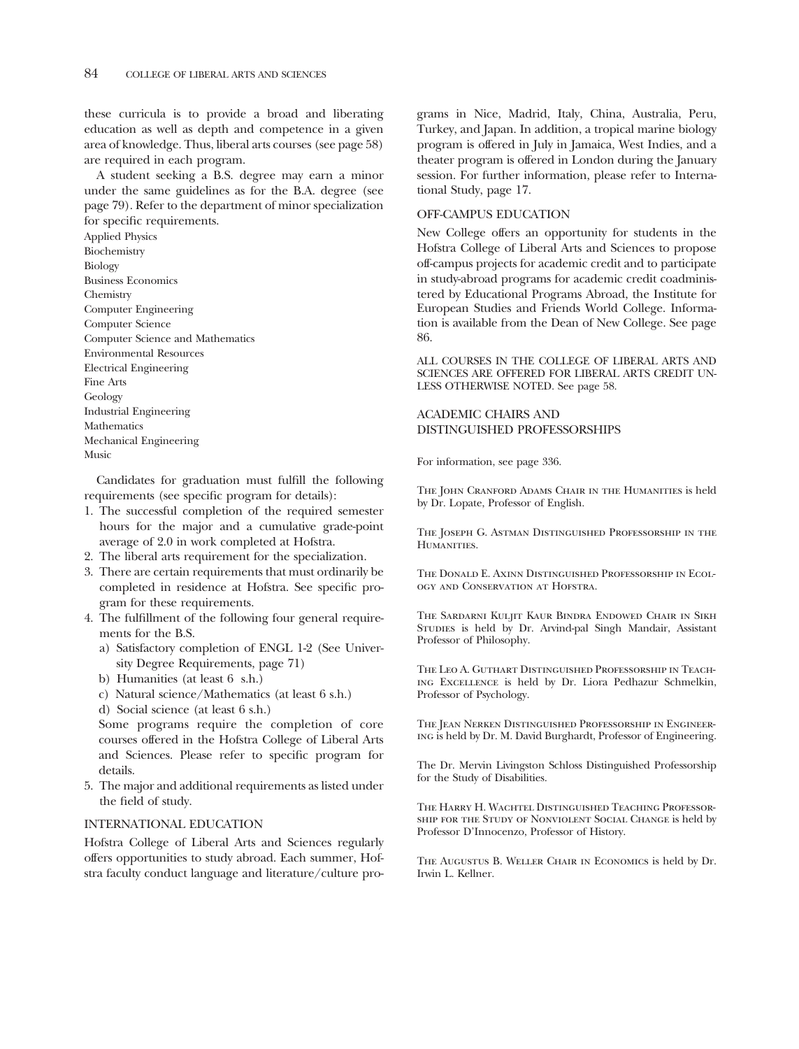these curricula is to provide a broad and liberating education as well as depth and competence in a given area of knowledge. Thus, liberal arts courses (see page 58) are required in each program.

A student seeking a B.S. degree may earn a minor under the same guidelines as for the B.A. degree (see page 79). Refer to the department of minor specialization for specific requirements.

Applied Physics
Biochemistry
Biology
Business Economics
Chemistry
Computer Engineering
Computer Science
Computer Science and Mathematics
Environmental Resources
Electrical Engineering
Fine Arts
Geology
Industrial Engineering
Mathematics
Mechanical Engineering
Music

Candidates for graduation must fulfill the following requirements (see specific program for details):

1. The successful completion of the required semester hours for the major and a cumulative grade-point average of 2.0 in work completed at Hofstra.
2. The liberal arts requirement for the specialization.
3. There are certain requirements that must ordinarily be completed in residence at Hofstra. See specific program for these requirements.
4. The fulfillment of the following four general requirements for the B.S.
   a) Satisfactory completion of ENGL 1-2 (See University Degree Requirements, page 71)
   b) Humanities (at least 6 s.h.)
   c) Natural science/Mathematics (at least 6 s.h.)
   d) Social science (at least 6 s.h.)

   Some programs require the completion of core courses offered in the Hofstra College of Liberal Arts and Sciences. Please refer to specific program for details.
5. The major and additional requirements as listed under the field of study.

## INTERNATIONAL EDUCATION

Hofstra College of Liberal Arts and Sciences regularly offers opportunities to study abroad. Each summer, Hofstra faculty conduct language and literature/culture programs in Nice, Madrid, Italy, China, Australia, Peru, Turkey, and Japan. In addition, a tropical marine biology program is offered in July in Jamaica, West Indies, and a theater program is offered in London during the January session. For further information, please refer to International Study, page 17.

## OFF-CAMPUS EDUCATION

New College offers an opportunity for students in the Hofstra College of Liberal Arts and Sciences to propose off-campus projects for academic credit and to participate in study-abroad programs for academic credit coadministered by Educational Programs Abroad, the Institute for European Studies and Friends World College. Information is available from the Dean of New College. See page 86.

ALL COURSES IN THE COLLEGE OF LIBERAL ARTS AND SCIENCES ARE OFFERED FOR LIBERAL ARTS CREDIT UNLESS OTHERWISE NOTED. See page 58.

## ACADEMIC CHAIRS AND DISTINGUISHED PROFESSORSHIPS

For information, see page 336.

The John Cranford Adams Chair in the Humanities is held by Dr. Lopate, Professor of English.

The Joseph G. Astman Distinguished Professorship in the Humanities.

The Donald E. Axinn Distinguished Professorship in Ecology and Conservation at Hofstra.

The Sardarni Kuljit Kaur Bindra Endowed Chair in Sikh Studies is held by Dr. Arvind-pal Singh Mandair, Assistant Professor of Philosophy.

The Leo A. Guthart Distinguished Professorship in Teaching Excellence is held by Dr. Liora Pedhazur Schmelkin, Professor of Psychology.

The Jean Nerken Distinguished Professorship in Engineering is held by Dr. M. David Burghardt, Professor of Engineering.

The Dr. Mervin Livingston Schloss Distinguished Professorship for the Study of Disabilities.

The Harry H. Wachtel Distinguished Teaching Professorship for the Study of Nonviolent Social Change is held by Professor D'Innocenzo, Professor of History.

The Augustus B. Weller Chair in Economics is held by Dr. Irwin L. Kellner.